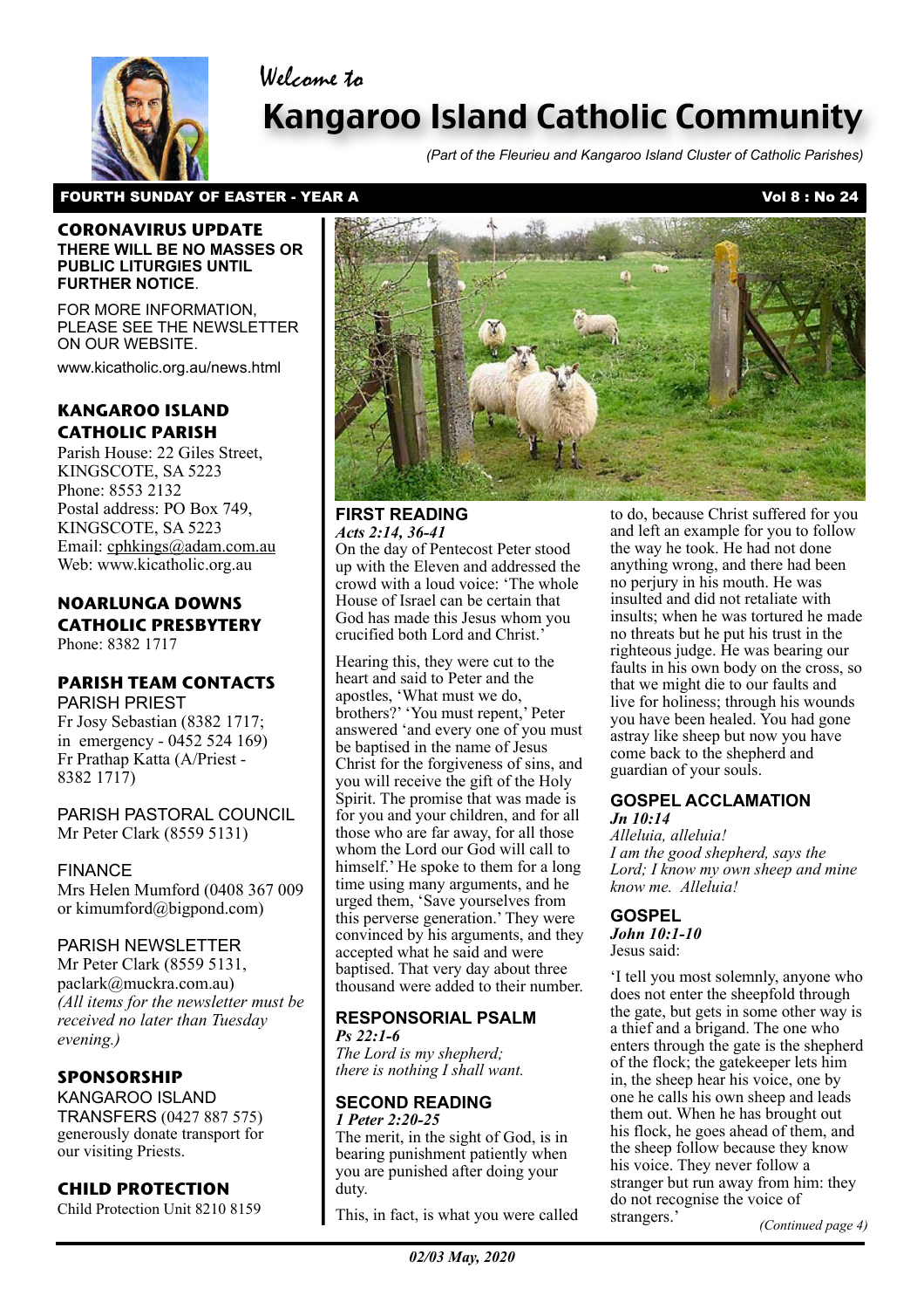Welcome to

# Kangaroo Island Catholic Community

*(Part of the Fleurieu and Kangaroo Island Cluster of Catholic Parishes)*

**FOURTH SUNDAY OF EASTER - YEAR A** **Vol 8 : No 24**

## CORONAVIRUS UPDATE

**THERE WILL BE NO MASSES OR PUBLIC LITURGIES UNTIL FURTHER NOTICE**.

FOR MORE INFORMATION, PLEASE SEE THE NEWSLETTER ON OUR WEBSITE.

www.kicatholic.org.au/news.html

## KANGAROO ISLAND CATHOLIC PARISH

Parish House: 22 Giles Street, KINGSCOTE, SA 5223
Phone: 8553 2132
Postal address: PO Box 749, KINGSCOTE, SA 5223
Email: cphkings@adam.com.au
Web: www.kicatholic.org.au

## NOARLUNGA DOWNS CATHOLIC PRESBYTERY

Phone: 8382 1717

## PARISH TEAM CONTACTS

PARISH PRIEST
Fr Josy Sebastian (8382 1717; in emergency - 0452 524 169)
Fr Prathap Katta (A/Priest - 8382 1717)

PARISH PASTORAL COUNCIL
Mr Peter Clark (8559 5131)

FINANCE
Mrs Helen Mumford (0408 367 009 or kimumford@bigpond.com)

PARISH NEWSLETTER
Mr Peter Clark (8559 5131, paclark@muckra.com.au)
*(All items for the newsletter must be received no later than Tuesday evening.)*

## SPONSORSHIP

KANGAROO ISLAND TRANSFERS (0427 887 575) generously donate transport for our visiting Priests.

## CHILD PROTECTION

Child Protection Unit 8210 8159

## FIRST READING

***Acts 2:14, 36-41***

On the day of Pentecost Peter stood up with the Eleven and addressed the crowd with a loud voice: 'The whole House of Israel can be certain that God has made this Jesus whom you crucified both Lord and Christ.'

Hearing this, they were cut to the heart and said to Peter and the apostles, 'What must we do, brothers?' 'You must repent,' Peter answered 'and every one of you must be baptised in the name of Jesus Christ for the forgiveness of sins, and you will receive the gift of the Holy Spirit. The promise that was made is for you and your children, and for all those who are far away, for all those whom the Lord our God will call to himself.' He spoke to them for a long time using many arguments, and he urged them, 'Save yourselves from this perverse generation.' They were convinced by his arguments, and they accepted what he said and were baptised. That very day about three thousand were added to their number.

## RESPONSORIAL PSALM

***Ps 22:1-6***

*The Lord is my shepherd;*
*there is nothing I shall want.*

## SECOND READING

***1 Peter 2:20-25***

The merit, in the sight of God, is in bearing punishment patiently when you are punished after doing your duty.

This, in fact, is what you were called to do, because Christ suffered for you and left an example for you to follow the way he took. He had not done anything wrong, and there had been no perjury in his mouth. He was insulted and did not retaliate with insults; when he was tortured he made no threats but he put his trust in the righteous judge. He was bearing our faults in his own body on the cross, so that we might die to our faults and live for holiness; through his wounds you have been healed. You had gone astray like sheep but now you have come back to the shepherd and guardian of your souls.

## GOSPEL ACCLAMATION

***Jn 10:14***

*Alleluia, alleluia!*
*I am the good shepherd, says the Lord; I know my own sheep and mine know me. Alleluia!*

## GOSPEL

***John 10:1-10***

Jesus said:

'I tell you most solemnly, anyone who does not enter the sheepfold through the gate, but gets in some other way is a thief and a brigand. The one who enters through the gate is the shepherd of the flock; the gatekeeper lets him in, the sheep hear his voice, one by one he calls his own sheep and leads them out. When he has brought out his flock, he goes ahead of them, and the sheep follow because they know his voice. They never follow a stranger but run away from him: they do not recognise the voice of strangers.'

*(Continued page 4)*

*02/03 May, 2020*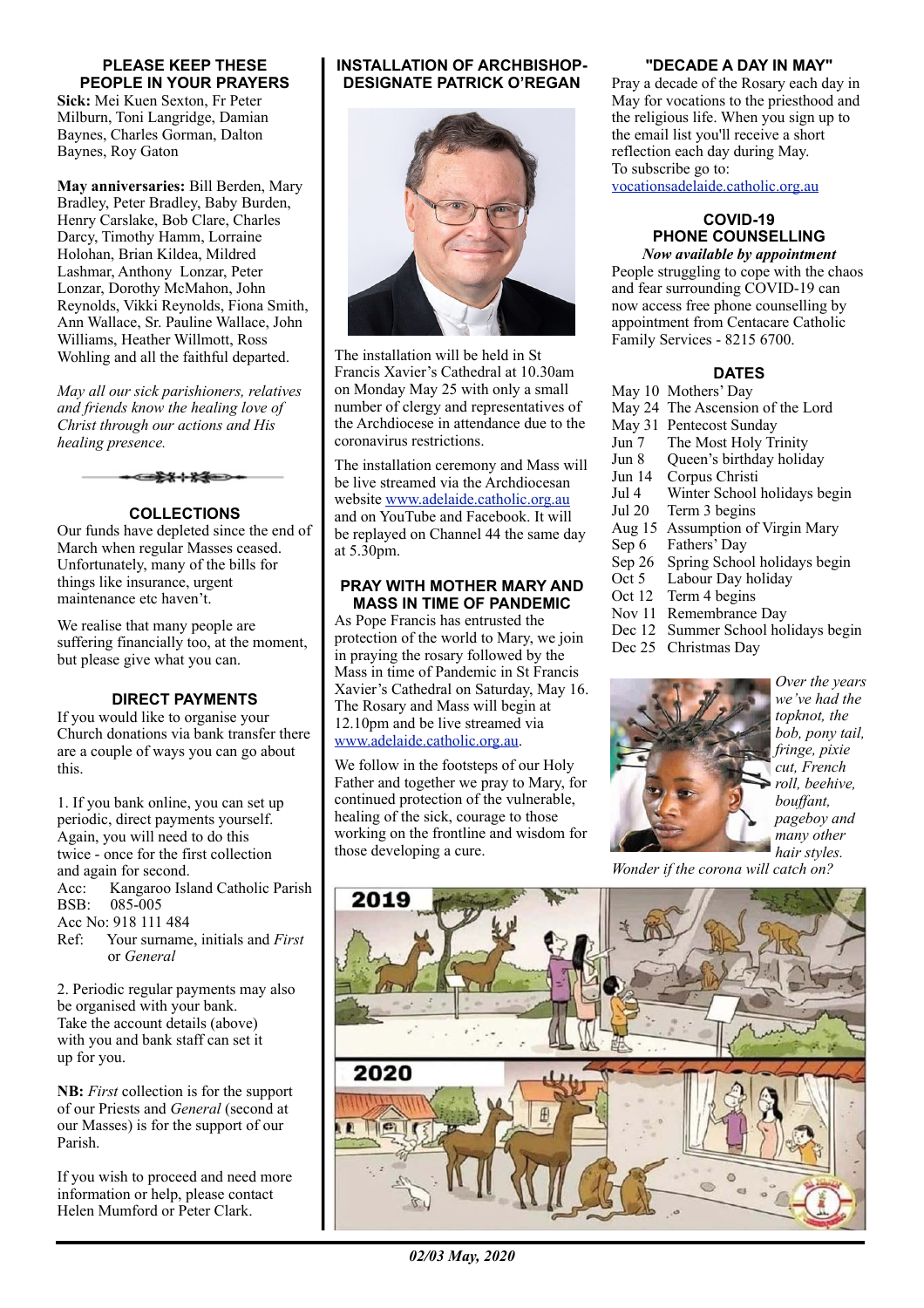## PLEASE KEEP THESE PEOPLE IN YOUR PRAYERS

**Sick:** Mei Kuen Sexton, Fr Peter Milburn, Toni Langridge, Damian Baynes, Charles Gorman, Dalton Baynes, Roy Gaton

**May anniversaries:** Bill Berden, Mary Bradley, Peter Bradley, Baby Burden, Henry Carslake, Bob Clare, Charles Darcy, Timothy Hamm, Lorraine Holohan, Brian Kildea, Mildred Lashmar, Anthony Lonzar, Peter Lonzar, Dorothy McMahon, John Reynolds, Vikki Reynolds, Fiona Smith, Ann Wallace, Sr. Pauline Wallace, John Williams, Heather Willmott, Ross Wohling and all the faithful departed.

*May all our sick parishioners, relatives and friends know the healing love of Christ through our actions and His healing presence.*

## COLLECTIONS

Our funds have depleted since the end of March when regular Masses ceased. Unfortunately, many of the bills for things like insurance, urgent maintenance etc haven't.

We realise that many people are suffering financially too, at the moment, but please give what you can.

## DIRECT PAYMENTS

If you would like to organise your Church donations via bank transfer there are a couple of ways you can go about this.

1. If you bank online, you can set up periodic, direct payments yourself. Again, you will need to do this twice - once for the first collection and again for second.
Acc: Kangaroo Island Catholic Parish
BSB: 085-005
Acc No: 918 111 484
Ref: Your surname, initials and *First* or *General*

2. Periodic regular payments may also be organised with your bank. Take the account details (above) with you and bank staff can set it up for you.

**NB:** *First* collection is for the support of our Priests and *General* (second at our Masses) is for the support of our Parish.

If you wish to proceed and need more information or help, please contact Helen Mumford or Peter Clark.

## INSTALLATION OF ARCHBISHOP-DESIGNATE PATRICK O'REGAN

The installation will be held in St Francis Xavier's Cathedral at 10.30am on Monday May 25 with only a small number of clergy and representatives of the Archdiocese in attendance due to the coronavirus restrictions.

The installation ceremony and Mass will be live streamed via the Archdiocesan website www.adelaide.catholic.org.au and on YouTube and Facebook. It will be replayed on Channel 44 the same day at 5.30pm.

## PRAY WITH MOTHER MARY AND MASS IN TIME OF PANDEMIC

As Pope Francis has entrusted the protection of the world to Mary, we join in praying the rosary followed by the Mass in time of Pandemic in St Francis Xavier's Cathedral on Saturday, May 16. The Rosary and Mass will begin at 12.10pm and be live streamed via www.adelaide.catholic.org.au.

We follow in the footsteps of our Holy Father and together we pray to Mary, for continued protection of the vulnerable, healing of the sick, courage to those working on the frontline and wisdom for those developing a cure.

## "DECADE A DAY IN MAY"

Pray a decade of the Rosary each day in May for vocations to the priesthood and the religious life. When you sign up to the email list you'll receive a short reflection each day during May.
To subscribe go to:
vocationsadelaide.catholic.org.au

## COVID-19 PHONE COUNSELLING

***Now available by appointment***

People struggling to cope with the chaos and fear surrounding COVID-19 can now access free phone counselling by appointment from Centacare Catholic Family Services - 8215 6700.

## DATES

| | |
|---|---|
| May 10 | Mothers' Day |
| May 24 | The Ascension of the Lord |
| May 31 | Pentecost Sunday |
| Jun 7 | The Most Holy Trinity |
| Jun 8 | Queen's birthday holiday |
| Jun 14 | Corpus Christi |
| Jul 4 | Winter School holidays begin |
| Jul 20 | Term 3 begins |
| Aug 15 | Assumption of Virgin Mary |
| Sep 6 | Fathers' Day |
| Sep 26 | Spring School holidays begin |
| Oct 5 | Labour Day holiday |
| Oct 12 | Term 4 begins |
| Nov 11 | Remembrance Day |
| Dec 12 | Summer School holidays begin |
| Dec 25 | Christmas Day |

*Over the years we've had the topknot, the bob, pony tail, fringe, pixie cut, French roll, beehive, bouffant, pageboy and many other hair styles.*

*Wonder if the corona will catch on?*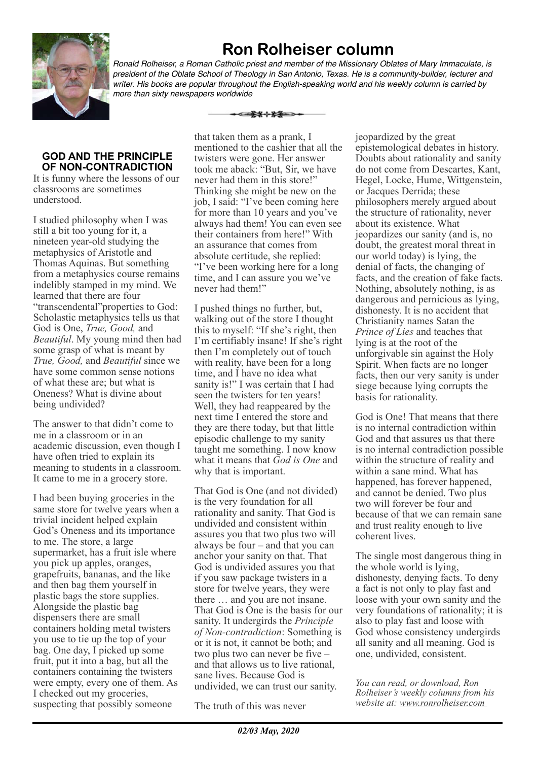# Ron Rolheiser column

*Ronald Rolheiser, a Roman Catholic priest and member of the Missionary Oblates of Mary Immaculate, is president of the Oblate School of Theology in San Antonio, Texas. He is a community-builder, lecturer and writer. His books are popular throughout the English-speaking world and his weekly column is carried by more than sixty newspapers worldwide*

## GOD AND THE PRINCIPLE OF NON-CONTRADICTION

It is funny where the lessons of our classrooms are sometimes understood.

I studied philosophy when I was still a bit too young for it, a nineteen year-old studying the metaphysics of Aristotle and Thomas Aquinas. But something from a metaphysics course remains indelibly stamped in my mind. We learned that there are four "transcendental"properties to God: Scholastic metaphysics tells us that God is One, *True, Good,* and *Beautiful*. My young mind then had some grasp of what is meant by *True, Good,* and *Beautiful* since we have some common sense notions of what these are; but what is Oneness? What is divine about being undivided?

The answer to that didn't come to me in a classroom or in an academic discussion, even though I have often tried to explain its meaning to students in a classroom. It came to me in a grocery store.

I had been buying groceries in the same store for twelve years when a trivial incident helped explain God's Oneness and its importance to me. The store, a large supermarket, has a fruit isle where you pick up apples, oranges, grapefruits, bananas, and the like and then bag them yourself in plastic bags the store supplies. Alongside the plastic bag dispensers there are small containers holding metal twisters you use to tie up the top of your bag. One day, I picked up some fruit, put it into a bag, but all the containers containing the twisters were empty, every one of them. As I checked out my groceries, suspecting that possibly someone that taken them as a prank, I mentioned to the cashier that all the twisters were gone. Her answer took me aback: "But, Sir, we have never had them in this store!" Thinking she might be new on the job, I said: "I've been coming here for more than 10 years and you've always had them! You can even see their containers from here!" With an assurance that comes from absolute certitude, she replied: "I've been working here for a long time, and I can assure you we've never had them!"

I pushed things no further, but, walking out of the store I thought this to myself: "If she's right, then I'm certifiably insane! If she's right then I'm completely out of touch with reality, have been for a long time, and I have no idea what sanity is!" I was certain that I had seen the twisters for ten years! Well, they had reappeared by the next time I entered the store and they are there today, but that little episodic challenge to my sanity taught me something. I now know what it means that *God is One* and why that is important.

That God is One (and not divided) is the very foundation for all rationality and sanity. That God is undivided and consistent within assures you that two plus two will always be four – and that you can anchor your sanity on that. That God is undivided assures you that if you saw package twisters in a store for twelve years, they were there … and you are not insane. That God is One is the basis for our sanity. It undergirds the *Principle of Non-contradiction*: Something is or it is not, it cannot be both; and two plus two can never be five – and that allows us to live rational, sane lives. Because God is undivided, we can trust our sanity.

The truth of this was never jeopardized by the great epistemological debates in history. Doubts about rationality and sanity do not come from Descartes, Kant, Hegel, Locke, Hume, Wittgenstein, or Jacques Derrida; these philosophers merely argued about the structure of rationality, never about its existence. What jeopardizes our sanity (and is, no doubt, the greatest moral threat in our world today) is lying, the denial of facts, the changing of facts, and the creation of fake facts. Nothing, absolutely nothing, is as dangerous and pernicious as lying, dishonesty. It is no accident that Christianity names Satan the *Prince of Lies* and teaches that lying is at the root of the unforgivable sin against the Holy Spirit. When facts are no longer facts, then our very sanity is under siege because lying corrupts the basis for rationality.

God is One! That means that there is no internal contradiction within God and that assures us that there is no internal contradiction possible within the structure of reality and within a sane mind. What has happened, has forever happened, and cannot be denied. Two plus two will forever be four and because of that we can remain sane and trust reality enough to live coherent lives.

The single most dangerous thing in the whole world is lying, dishonesty, denying facts. To deny a fact is not only to play fast and loose with your own sanity and the very foundations of rationality; it is also to play fast and loose with God whose consistency undergirds all sanity and all meaning. God is one, undivided, consistent.

*You can read, or download, Ron Rolheiser's weekly columns from his website at: www.ronrolheiser.com*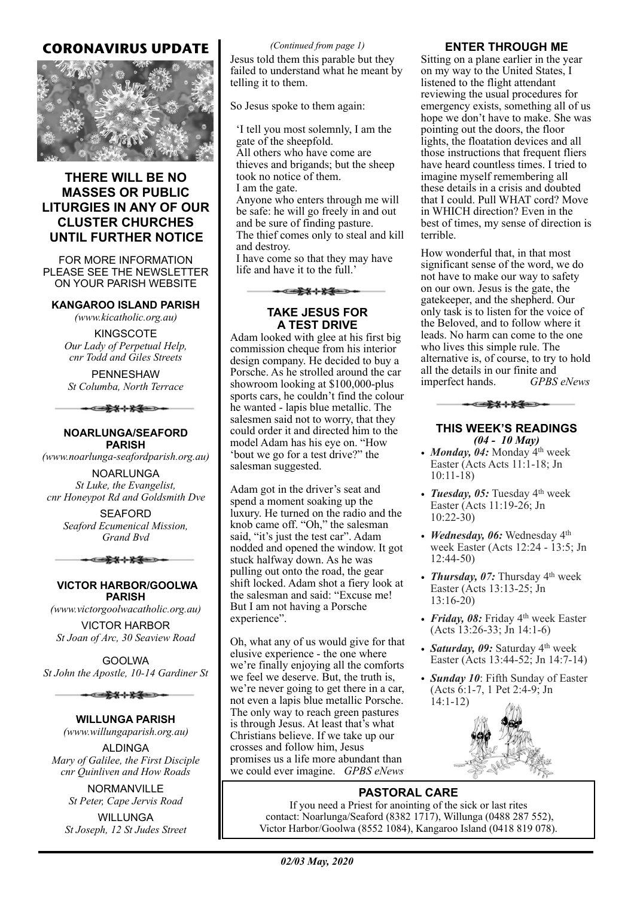## CORONAVIRUS UPDATE

### THERE WILL BE NO MASSES OR PUBLIC LITURGIES IN ANY OF OUR CLUSTER CHURCHES UNTIL FURTHER NOTICE

FOR MORE INFORMATION PLEASE SEE THE NEWSLETTER ON YOUR PARISH WEBSITE

**KANGAROO ISLAND PARISH**
*(www.kicatholic.org.au)*

KINGSCOTE
*Our Lady of Perpetual Help, cnr Todd and Giles Streets*

PENNESHAW
*St Columba, North Terrace*

**NOARLUNGA/SEAFORD PARISH**
*(www.noarlunga-seafordparish.org.au)*

NOARLUNGA
*St Luke, the Evangelist, cnr Honeypot Rd and Goldsmith Dve*

SEAFORD
*Seaford Ecumenical Mission, Grand Bvd*

**VICTOR HARBOR/GOOLWA PARISH**
*(www.victorgoolwacatholic.org.au)*

VICTOR HARBOR
*St Joan of Arc, 30 Seaview Road*

GOOLWA
*St John the Apostle, 10-14 Gardiner St*

**WILLUNGA PARISH**
*(www.willungaparish.org.au)*

ALDINGA
*Mary of Galilee, the First Disciple cnr Quinliven and How Roads*

NORMANVILLE
*St Peter, Cape Jervis Road*

WILLUNGA
*St Joseph, 12 St Judes Street*

*(Continued from page 1)*

Jesus told them this parable but they failed to understand what he meant by telling it to them.

So Jesus spoke to them again:

'I tell you most solemnly, I am the gate of the sheepfold.
All others who have come are thieves and brigands; but the sheep took no notice of them.
I am the gate.
Anyone who enters through me will be safe: he will go freely in and out and be sure of finding pasture.
The thief comes only to steal and kill and destroy.
I have come so that they may have life and have it to the full.'

### TAKE JESUS FOR A TEST DRIVE

Adam looked with glee at his first big commission cheque from his interior design company. He decided to buy a Porsche. As he strolled around the car showroom looking at $100,000-plus sports cars, he couldn't find the colour he wanted - lapis blue metallic. The salesmen said not to worry, that they could order it and directed him to the model Adam has his eye on. "How 'bout we go for a test drive?" the salesman suggested.

Adam got in the driver's seat and spend a moment soaking up the luxury. He turned on the radio and the knob came off. "Oh," the salesman said, "it's just the test car". Adam nodded and opened the window. It got stuck halfway down. As he was pulling out onto the road, the gear shift locked. Adam shot a fiery look at the salesman and said: "Excuse me! But I am not having a Porsche experience".

Oh, what any of us would give for that elusive experience - the one where we're finally enjoying all the comforts we feel we deserve. But, the truth is, we're never going to get there in a car, not even a lapis blue metallic Porsche. The only way to reach green pastures is through Jesus. At least that's what Christians believe. If we take up our crosses and follow him, Jesus promises us a life more abundant than we could ever imagine. *GPBS eNews*

### ENTER THROUGH ME

Sitting on a plane earlier in the year on my way to the United States, I listened to the flight attendant reviewing the usual procedures for emergency exists, something all of us hope we don't have to make. She was pointing out the doors, the floor lights, the floatation devices and all those instructions that frequent fliers have heard countless times. I tried to imagine myself remembering all these details in a crisis and doubted that I could. Pull WHAT cord? Move in WHICH direction? Even in the best of times, my sense of direction is terrible.

How wonderful that, in that most significant sense of the word, we do not have to make our way to safety on our own. Jesus is the gate, the gatekeeper, and the shepherd. Our only task is to listen for the voice of the Beloved, and to follow where it leads. No harm can come to the one who lives this simple rule. The alternative is, of course, to try to hold all the details in our finite and imperfect hands. *GPBS eNews*

### THIS WEEK'S READINGS
*(04 - 10 May)*

- ***Monday, 04:*** Monday 4th week Easter (Acts Acts 11:1-18; Jn 10:11-18)
- ***Tuesday, 05:*** Tuesday 4th week Easter (Acts 11:19-26; Jn 10:22-30)
- ***Wednesday, 06:*** Wednesday 4th week Easter (Acts 12:24 - 13:5; Jn 12:44-50)
- ***Thursday, 07:*** Thursday 4th week Easter (Acts 13:13-25; Jn 13:16-20)
- ***Friday, 08:*** Friday 4th week Easter (Acts 13:26-33; Jn 14:1-6)
- ***Saturday, 09:*** Saturday 4th week Easter (Acts 13:44-52; Jn 14:7-14)
- ***Sunday 10***: Fifth Sunday of Easter (Acts 6:1-7, 1 Pet 2:4-9; Jn 14:1-12)

### PASTORAL CARE

If you need a Priest for anointing of the sick or last rites contact: Noarlunga/Seaford (8382 1717), Willunga (0488 287 552), Victor Harbor/Goolwa (8552 1084), Kangaroo Island (0418 819 078).